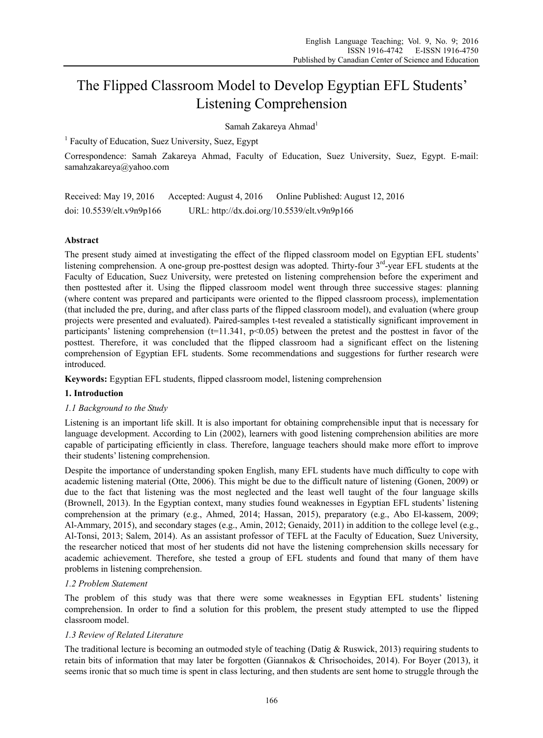# The Flipped Classroom Model to Develop Egyptian EFL Students' Listening Comprehension

Samah Zakareya Ahmad[1]

[1] Faculty of Education, Suez University, Suez, Egypt

Correspondence: Samah Zakareya Ahmad, Faculty of Education, Suez University, Suez, Egypt. E-mail: samahzakareya@yahoo.com

Received: May 19, 2016 Accepted: August 4, 2016 Online Published: August 12, 2016

doi: 10.5539/elt.v9n9p166 URL: http://dx.doi.org/10.5539/elt.v9n9p166

## Abstract

The present study aimed at investigating the effect of the flipped classroom model on Egyptian EFL students' listening comprehension. A one-group pre-posttest design was adopted. Thirty-four 3rd-year EFL students at the Faculty of Education, Suez University, were pretested on listening comprehension before the experiment and then posttested after it. Using the flipped classroom model went through three successive stages: planning (where content was prepared and participants were oriented to the flipped classroom process), implementation (that included the pre, during, and after class parts of the flipped classroom model), and evaluation (where group projects were presented and evaluated). Paired-samples t-test revealed a statistically significant improvement in participants' listening comprehension ($t=11.341$, $p<0.05$) between the pretest and the posttest in favor of the posttest. Therefore, it was concluded that the flipped classroom had a significant effect on the listening comprehension of Egyptian EFL students. Some recommendations and suggestions for further research were introduced.

**Keywords:** Egyptian EFL students, flipped classroom model, listening comprehension

## 1. Introduction

### *1.1 Background to the Study*

Listening is an important life skill. It is also important for obtaining comprehensible input that is necessary for language development. According to Lin (2002), learners with good listening comprehension abilities are more capable of participating efficiently in class. Therefore, language teachers should make more effort to improve their students' listening comprehension.

Despite the importance of understanding spoken English, many EFL students have much difficulty to cope with academic listening material (Otte, 2006). This might be due to the difficult nature of listening (Gonen, 2009) or due to the fact that listening was the most neglected and the least well taught of the four language skills (Brownell, 2013). In the Egyptian context, many studies found weaknesses in Egyptian EFL students' listening comprehension at the primary (e.g., Ahmed, 2014; Hassan, 2015), preparatory (e.g., Abo El-kassem, 2009; Al-Ammary, 2015), and secondary stages (e.g., Amin, 2012; Genaidy, 2011) in addition to the college level (e.g., Al-Tonsi, 2013; Salem, 2014). As an assistant professor of TEFL at the Faculty of Education, Suez University, the researcher noticed that most of her students did not have the listening comprehension skills necessary for academic achievement. Therefore, she tested a group of EFL students and found that many of them have problems in listening comprehension.

### *1.2 Problem Statement*

The problem of this study was that there were some weaknesses in Egyptian EFL students' listening comprehension. In order to find a solution for this problem, the present study attempted to use the flipped classroom model.

### *1.3 Review of Related Literature*

The traditional lecture is becoming an outmoded style of teaching (Datig & Ruswick, 2013) requiring students to retain bits of information that may later be forgotten (Giannakos & Chrisochoides, 2014). For Boyer (2013), it seems ironic that so much time is spent in class lecturing, and then students are sent home to struggle through the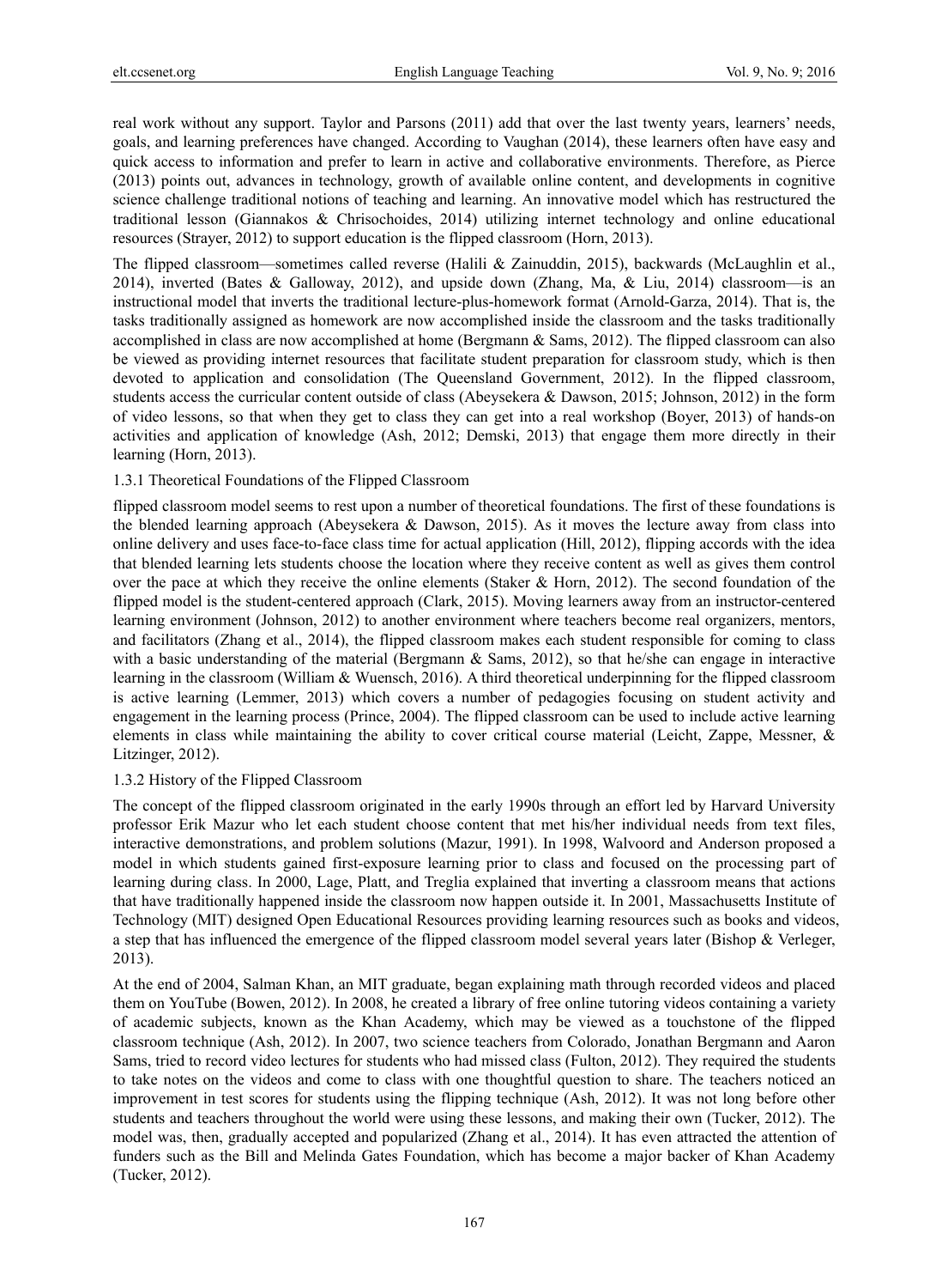real work without any support. Taylor and Parsons (2011) add that over the last twenty years, learners' needs, goals, and learning preferences have changed. According to Vaughan (2014), these learners often have easy and quick access to information and prefer to learn in active and collaborative environments. Therefore, as Pierce (2013) points out, advances in technology, growth of available online content, and developments in cognitive science challenge traditional notions of teaching and learning. An innovative model which has restructured the traditional lesson (Giannakos & Chrisochoides, 2014) utilizing internet technology and online educational resources (Strayer, 2012) to support education is the flipped classroom (Horn, 2013).

The flipped classroom—sometimes called reverse (Halili & Zainuddin, 2015), backwards (McLaughlin et al., 2014), inverted (Bates & Galloway, 2012), and upside down (Zhang, Ma, & Liu, 2014) classroom—is an instructional model that inverts the traditional lecture-plus-homework format (Arnold-Garza, 2014). That is, the tasks traditionally assigned as homework are now accomplished inside the classroom and the tasks traditionally accomplished in class are now accomplished at home (Bergmann & Sams, 2012). The flipped classroom can also be viewed as providing internet resources that facilitate student preparation for classroom study, which is then devoted to application and consolidation (The Queensland Government, 2012). In the flipped classroom, students access the curricular content outside of class (Abeysekera & Dawson, 2015; Johnson, 2012) in the form of video lessons, so that when they get to class they can get into a real workshop (Boyer, 2013) of hands-on activities and application of knowledge (Ash, 2012; Demski, 2013) that engage them more directly in their learning (Horn, 2013).

### 1.3.1 Theoretical Foundations of the Flipped Classroom

flipped classroom model seems to rest upon a number of theoretical foundations. The first of these foundations is the blended learning approach (Abeysekera & Dawson, 2015). As it moves the lecture away from class into online delivery and uses face-to-face class time for actual application (Hill, 2012), flipping accords with the idea that blended learning lets students choose the location where they receive content as well as gives them control over the pace at which they receive the online elements (Staker & Horn, 2012). The second foundation of the flipped model is the student-centered approach (Clark, 2015). Moving learners away from an instructor-centered learning environment (Johnson, 2012) to another environment where teachers become real organizers, mentors, and facilitators (Zhang et al., 2014), the flipped classroom makes each student responsible for coming to class with a basic understanding of the material (Bergmann & Sams, 2012), so that he/she can engage in interactive learning in the classroom (William & Wuensch, 2016). A third theoretical underpinning for the flipped classroom is active learning (Lemmer, 2013) which covers a number of pedagogies focusing on student activity and engagement in the learning process (Prince, 2004). The flipped classroom can be used to include active learning elements in class while maintaining the ability to cover critical course material (Leicht, Zappe, Messner, & Litzinger, 2012).

### 1.3.2 History of the Flipped Classroom

The concept of the flipped classroom originated in the early 1990s through an effort led by Harvard University professor Erik Mazur who let each student choose content that met his/her individual needs from text files, interactive demonstrations, and problem solutions (Mazur, 1991). In 1998, Walvoord and Anderson proposed a model in which students gained first-exposure learning prior to class and focused on the processing part of learning during class. In 2000, Lage, Platt, and Treglia explained that inverting a classroom means that actions that have traditionally happened inside the classroom now happen outside it. In 2001, Massachusetts Institute of Technology (MIT) designed Open Educational Resources providing learning resources such as books and videos, a step that has influenced the emergence of the flipped classroom model several years later (Bishop & Verleger, 2013).

At the end of 2004, Salman Khan, an MIT graduate, began explaining math through recorded videos and placed them on YouTube (Bowen, 2012). In 2008, he created a library of free online tutoring videos containing a variety of academic subjects, known as the Khan Academy, which may be viewed as a touchstone of the flipped classroom technique (Ash, 2012). In 2007, two science teachers from Colorado, Jonathan Bergmann and Aaron Sams, tried to record video lectures for students who had missed class (Fulton, 2012). They required the students to take notes on the videos and come to class with one thoughtful question to share. The teachers noticed an improvement in test scores for students using the flipping technique (Ash, 2012). It was not long before other students and teachers throughout the world were using these lessons, and making their own (Tucker, 2012). The model was, then, gradually accepted and popularized (Zhang et al., 2014). It has even attracted the attention of funders such as the Bill and Melinda Gates Foundation, which has become a major backer of Khan Academy (Tucker, 2012).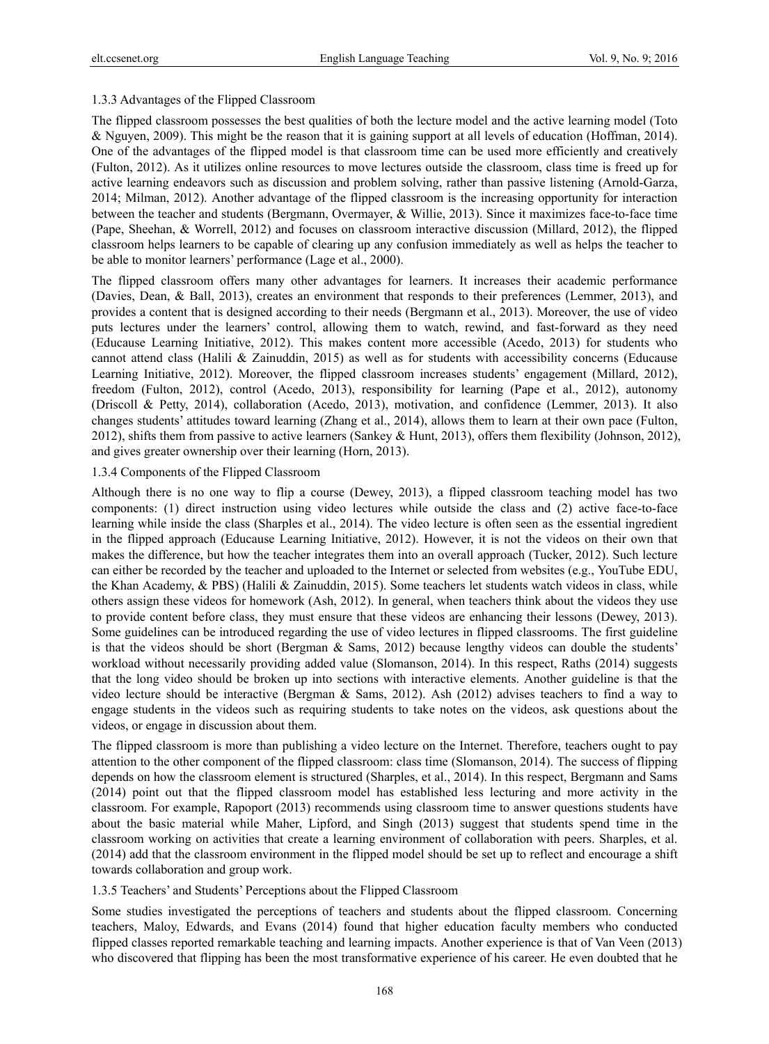### 1.3.3 Advantages of the Flipped Classroom

The flipped classroom possesses the best qualities of both the lecture model and the active learning model (Toto & Nguyen, 2009). This might be the reason that it is gaining support at all levels of education (Hoffman, 2014). One of the advantages of the flipped model is that classroom time can be used more efficiently and creatively (Fulton, 2012). As it utilizes online resources to move lectures outside the classroom, class time is freed up for active learning endeavors such as discussion and problem solving, rather than passive listening (Arnold-Garza, 2014; Milman, 2012). Another advantage of the flipped classroom is the increasing opportunity for interaction between the teacher and students (Bergmann, Overmayer, & Willie, 2013). Since it maximizes face-to-face time (Pape, Sheehan, & Worrell, 2012) and focuses on classroom interactive discussion (Millard, 2012), the flipped classroom helps learners to be capable of clearing up any confusion immediately as well as helps the teacher to be able to monitor learners' performance (Lage et al., 2000).

The flipped classroom offers many other advantages for learners. It increases their academic performance (Davies, Dean, & Ball, 2013), creates an environment that responds to their preferences (Lemmer, 2013), and provides a content that is designed according to their needs (Bergmann et al., 2013). Moreover, the use of video puts lectures under the learners' control, allowing them to watch, rewind, and fast-forward as they need (Educause Learning Initiative, 2012). This makes content more accessible (Acedo, 2013) for students who cannot attend class (Halili & Zainuddin, 2015) as well as for students with accessibility concerns (Educause Learning Initiative, 2012). Moreover, the flipped classroom increases students' engagement (Millard, 2012), freedom (Fulton, 2012), control (Acedo, 2013), responsibility for learning (Pape et al., 2012), autonomy (Driscoll & Petty, 2014), collaboration (Acedo, 2013), motivation, and confidence (Lemmer, 2013). It also changes students' attitudes toward learning (Zhang et al., 2014), allows them to learn at their own pace (Fulton, 2012), shifts them from passive to active learners (Sankey & Hunt, 2013), offers them flexibility (Johnson, 2012), and gives greater ownership over their learning (Horn, 2013).

### 1.3.4 Components of the Flipped Classroom

Although there is no one way to flip a course (Dewey, 2013), a flipped classroom teaching model has two components: (1) direct instruction using video lectures while outside the class and (2) active face-to-face learning while inside the class (Sharples et al., 2014). The video lecture is often seen as the essential ingredient in the flipped approach (Educause Learning Initiative, 2012). However, it is not the videos on their own that makes the difference, but how the teacher integrates them into an overall approach (Tucker, 2012). Such lecture can either be recorded by the teacher and uploaded to the Internet or selected from websites (e.g., YouTube EDU, the Khan Academy, & PBS) (Halili & Zainuddin, 2015). Some teachers let students watch videos in class, while others assign these videos for homework (Ash, 2012). In general, when teachers think about the videos they use to provide content before class, they must ensure that these videos are enhancing their lessons (Dewey, 2013). Some guidelines can be introduced regarding the use of video lectures in flipped classrooms. The first guideline is that the videos should be short (Bergman & Sams, 2012) because lengthy videos can double the students' workload without necessarily providing added value (Slomanson, 2014). In this respect, Raths (2014) suggests that the long video should be broken up into sections with interactive elements. Another guideline is that the video lecture should be interactive (Bergman & Sams, 2012). Ash (2012) advises teachers to find a way to engage students in the videos such as requiring students to take notes on the videos, ask questions about the videos, or engage in discussion about them.

The flipped classroom is more than publishing a video lecture on the Internet. Therefore, teachers ought to pay attention to the other component of the flipped classroom: class time (Slomanson, 2014). The success of flipping depends on how the classroom element is structured (Sharples, et al., 2014). In this respect, Bergmann and Sams (2014) point out that the flipped classroom model has established less lecturing and more activity in the classroom. For example, Rapoport (2013) recommends using classroom time to answer questions students have about the basic material while Maher, Lipford, and Singh (2013) suggest that students spend time in the classroom working on activities that create a learning environment of collaboration with peers. Sharples, et al. (2014) add that the classroom environment in the flipped model should be set up to reflect and encourage a shift towards collaboration and group work.

### 1.3.5 Teachers' and Students' Perceptions about the Flipped Classroom

Some studies investigated the perceptions of teachers and students about the flipped classroom. Concerning teachers, Maloy, Edwards, and Evans (2014) found that higher education faculty members who conducted flipped classes reported remarkable teaching and learning impacts. Another experience is that of Van Veen (2013) who discovered that flipping has been the most transformative experience of his career. He even doubted that he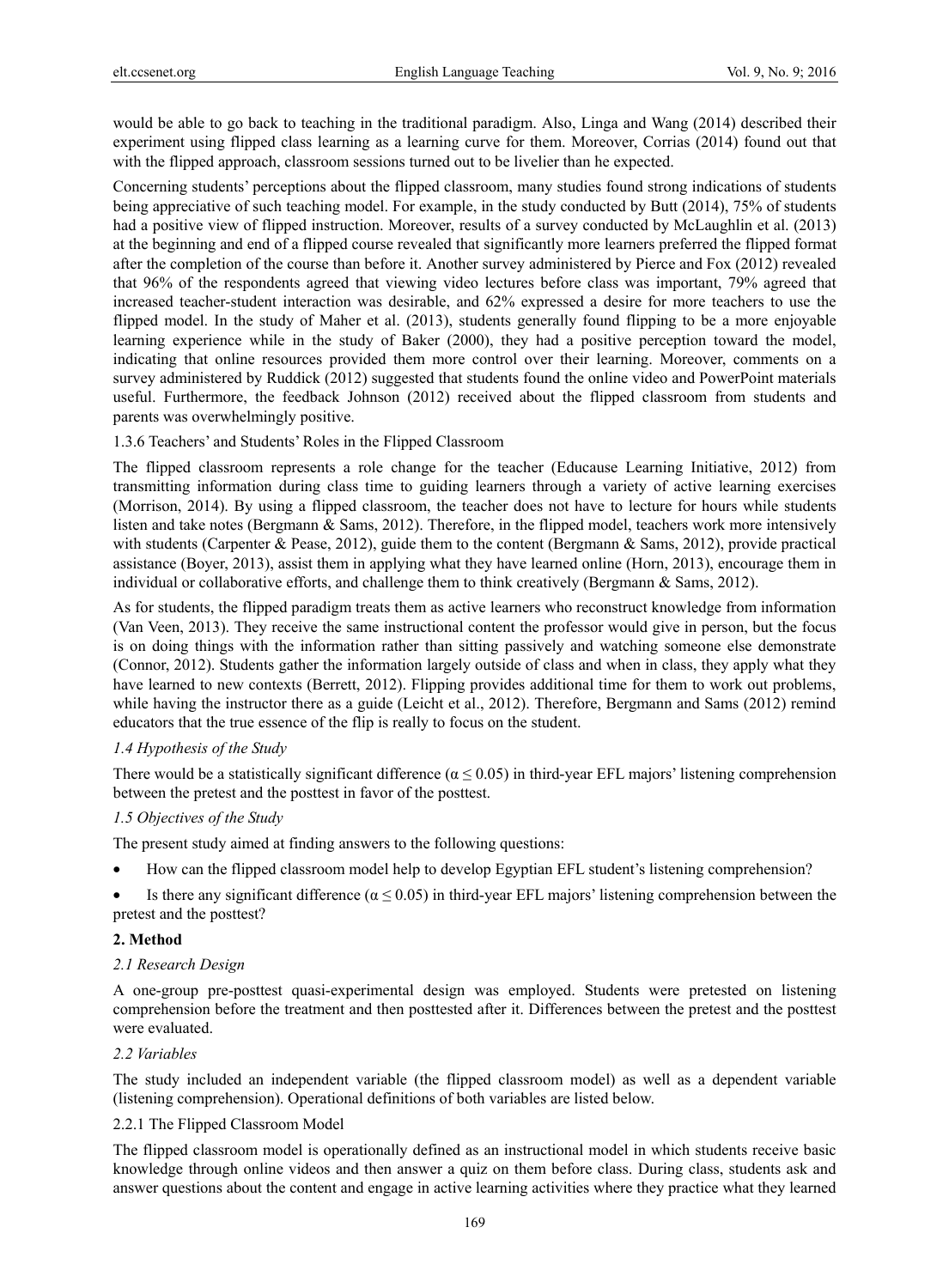would be able to go back to teaching in the traditional paradigm. Also, Linga and Wang (2014) described their experiment using flipped class learning as a learning curve for them. Moreover, Corrias (2014) found out that with the flipped approach, classroom sessions turned out to be livelier than he expected.

Concerning students' perceptions about the flipped classroom, many studies found strong indications of students being appreciative of such teaching model. For example, in the study conducted by Butt (2014), 75% of students had a positive view of flipped instruction. Moreover, results of a survey conducted by McLaughlin et al. (2013) at the beginning and end of a flipped course revealed that significantly more learners preferred the flipped format after the completion of the course than before it. Another survey administered by Pierce and Fox (2012) revealed that 96% of the respondents agreed that viewing video lectures before class was important, 79% agreed that increased teacher-student interaction was desirable, and 62% expressed a desire for more teachers to use the flipped model. In the study of Maher et al. (2013), students generally found flipping to be a more enjoyable learning experience while in the study of Baker (2000), they had a positive perception toward the model, indicating that online resources provided them more control over their learning. Moreover, comments on a survey administered by Ruddick (2012) suggested that students found the online video and PowerPoint materials useful. Furthermore, the feedback Johnson (2012) received about the flipped classroom from students and parents was overwhelmingly positive.

#### 1.3.6 Teachers' and Students' Roles in the Flipped Classroom

The flipped classroom represents a role change for the teacher (Educause Learning Initiative, 2012) from transmitting information during class time to guiding learners through a variety of active learning exercises (Morrison, 2014). By using a flipped classroom, the teacher does not have to lecture for hours while students listen and take notes (Bergmann & Sams, 2012). Therefore, in the flipped model, teachers work more intensively with students (Carpenter & Pease, 2012), guide them to the content (Bergmann & Sams, 2012), provide practical assistance (Boyer, 2013), assist them in applying what they have learned online (Horn, 2013), encourage them in individual or collaborative efforts, and challenge them to think creatively (Bergmann & Sams, 2012).

As for students, the flipped paradigm treats them as active learners who reconstruct knowledge from information (Van Veen, 2013). They receive the same instructional content the professor would give in person, but the focus is on doing things with the information rather than sitting passively and watching someone else demonstrate (Connor, 2012). Students gather the information largely outside of class and when in class, they apply what they have learned to new contexts (Berrett, 2012). Flipping provides additional time for them to work out problems, while having the instructor there as a guide (Leicht et al., 2012). Therefore, Bergmann and Sams (2012) remind educators that the true essence of the flip is really to focus on the student.

### *1.4 Hypothesis of the Study*

There would be a statistically significant difference ($\alpha \leq 0.05$) in third-year EFL majors' listening comprehension between the pretest and the posttest in favor of the posttest.

### *1.5 Objectives of the Study*

The present study aimed at finding answers to the following questions:

- How can the flipped classroom model help to develop Egyptian EFL student's listening comprehension?
- Is there any significant difference ($\alpha \leq 0.05$) in third-year EFL majors' listening comprehension between the pretest and the posttest?

## **2. Method**

### *2.1 Research Design*

A one-group pre-posttest quasi-experimental design was employed. Students were pretested on listening comprehension before the treatment and then posttested after it. Differences between the pretest and the posttest were evaluated.

### *2.2 Variables*

The study included an independent variable (the flipped classroom model) as well as a dependent variable (listening comprehension). Operational definitions of both variables are listed below.

#### 2.2.1 The Flipped Classroom Model

The flipped classroom model is operationally defined as an instructional model in which students receive basic knowledge through online videos and then answer a quiz on them before class. During class, students ask and answer questions about the content and engage in active learning activities where they practice what they learned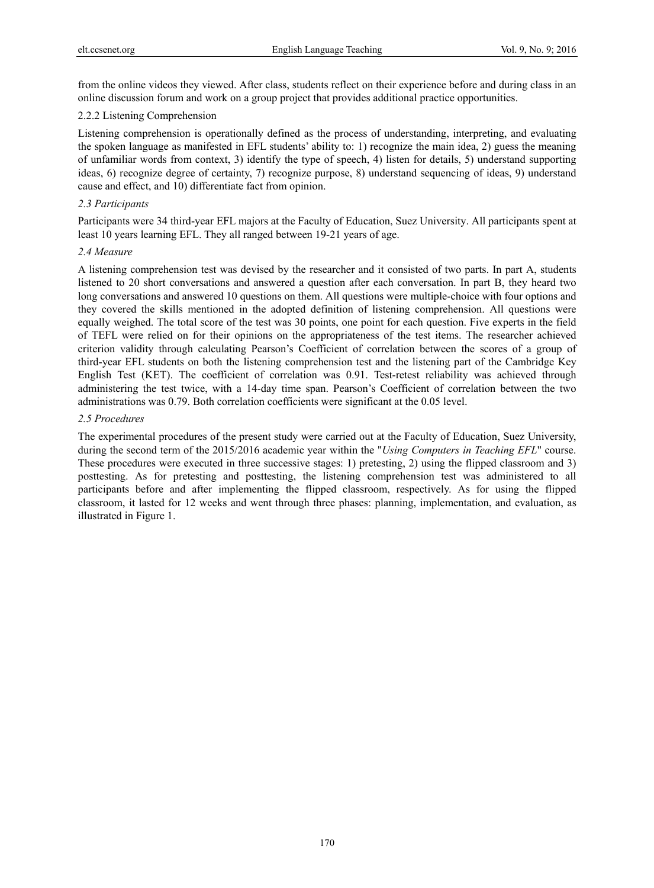from the online videos they viewed. After class, students reflect on their experience before and during class in an online discussion forum and work on a group project that provides additional practice opportunities.

#### 2.2.2 Listening Comprehension

Listening comprehension is operationally defined as the process of understanding, interpreting, and evaluating the spoken language as manifested in EFL students' ability to: 1) recognize the main idea, 2) guess the meaning of unfamiliar words from context, 3) identify the type of speech, 4) listen for details, 5) understand supporting ideas, 6) recognize degree of certainty, 7) recognize purpose, 8) understand sequencing of ideas, 9) understand cause and effect, and 10) differentiate fact from opinion.

### *2.3 Participants*

Participants were 34 third-year EFL majors at the Faculty of Education, Suez University. All participants spent at least 10 years learning EFL. They all ranged between 19-21 years of age.

### *2.4 Measure*

A listening comprehension test was devised by the researcher and it consisted of two parts. In part A, students listened to 20 short conversations and answered a question after each conversation. In part B, they heard two long conversations and answered 10 questions on them. All questions were multiple-choice with four options and they covered the skills mentioned in the adopted definition of listening comprehension. All questions were equally weighed. The total score of the test was 30 points, one point for each question. Five experts in the field of TEFL were relied on for their opinions on the appropriateness of the test items. The researcher achieved criterion validity through calculating Pearson's Coefficient of correlation between the scores of a group of third-year EFL students on both the listening comprehension test and the listening part of the Cambridge Key English Test (KET). The coefficient of correlation was 0.91. Test-retest reliability was achieved through administering the test twice, with a 14-day time span. Pearson's Coefficient of correlation between the two administrations was 0.79. Both correlation coefficients were significant at the 0.05 level.

### *2.5 Procedures*

The experimental procedures of the present study were carried out at the Faculty of Education, Suez University, during the second term of the 2015/2016 academic year within the "*Using Computers in Teaching EFL*" course. These procedures were executed in three successive stages: 1) pretesting, 2) using the flipped classroom and 3) posttesting. As for pretesting and posttesting, the listening comprehension test was administered to all participants before and after implementing the flipped classroom, respectively. As for using the flipped classroom, it lasted for 12 weeks and went through three phases: planning, implementation, and evaluation, as illustrated in Figure 1.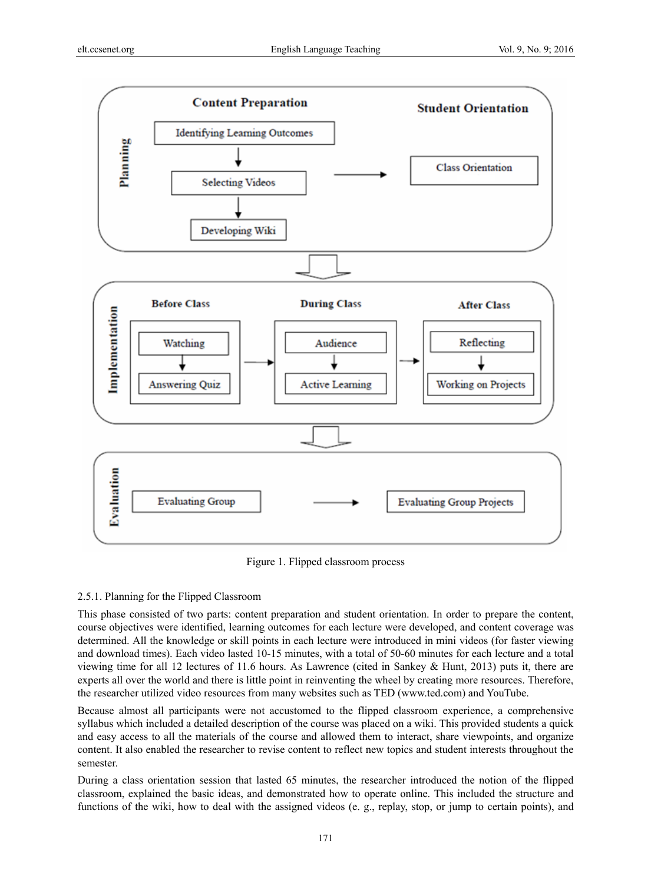Figure 1. Flipped classroom process

2.5.1. Planning for the Flipped Classroom

This phase consisted of two parts: content preparation and student orientation. In order to prepare the content, course objectives were identified, learning outcomes for each lecture were developed, and content coverage was determined. All the knowledge or skill points in each lecture were introduced in mini videos (for faster viewing and download times). Each video lasted 10-15 minutes, with a total of 50-60 minutes for each lecture and a total viewing time for all 12 lectures of 11.6 hours. As Lawrence (cited in Sankey & Hunt, 2013) puts it, there are experts all over the world and there is little point in reinventing the wheel by creating more resources. Therefore, the researcher utilized video resources from many websites such as TED (www.ted.com) and YouTube.

Because almost all participants were not accustomed to the flipped classroom experience, a comprehensive syllabus which included a detailed description of the course was placed on a wiki. This provided students a quick and easy access to all the materials of the course and allowed them to interact, share viewpoints, and organize content. It also enabled the researcher to revise content to reflect new topics and student interests throughout the semester.

During a class orientation session that lasted 65 minutes, the researcher introduced the notion of the flipped classroom, explained the basic ideas, and demonstrated how to operate online. This included the structure and functions of the wiki, how to deal with the assigned videos (e. g., replay, stop, or jump to certain points), and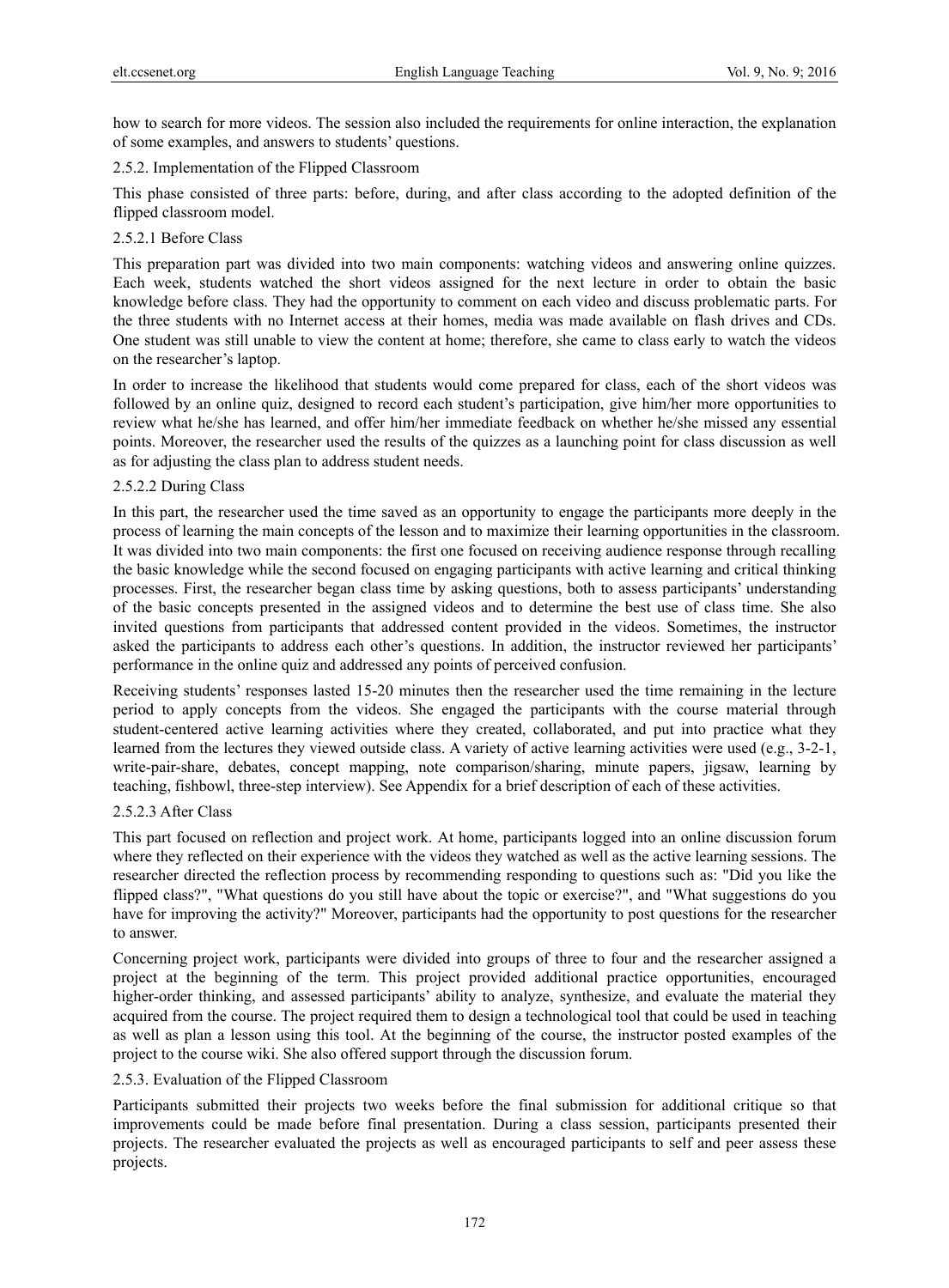how to search for more videos. The session also included the requirements for online interaction, the explanation of some examples, and answers to students' questions.

#### 2.5.2. Implementation of the Flipped Classroom

This phase consisted of three parts: before, during, and after class according to the adopted definition of the flipped classroom model.

##### 2.5.2.1 Before Class

This preparation part was divided into two main components: watching videos and answering online quizzes. Each week, students watched the short videos assigned for the next lecture in order to obtain the basic knowledge before class. They had the opportunity to comment on each video and discuss problematic parts. For the three students with no Internet access at their homes, media was made available on flash drives and CDs. One student was still unable to view the content at home; therefore, she came to class early to watch the videos on the researcher's laptop.

In order to increase the likelihood that students would come prepared for class, each of the short videos was followed by an online quiz, designed to record each student's participation, give him/her more opportunities to review what he/she has learned, and offer him/her immediate feedback on whether he/she missed any essential points. Moreover, the researcher used the results of the quizzes as a launching point for class discussion as well as for adjusting the class plan to address student needs.

##### 2.5.2.2 During Class

In this part, the researcher used the time saved as an opportunity to engage the participants more deeply in the process of learning the main concepts of the lesson and to maximize their learning opportunities in the classroom. It was divided into two main components: the first one focused on receiving audience response through recalling the basic knowledge while the second focused on engaging participants with active learning and critical thinking processes. First, the researcher began class time by asking questions, both to assess participants' understanding of the basic concepts presented in the assigned videos and to determine the best use of class time. She also invited questions from participants that addressed content provided in the videos. Sometimes, the instructor asked the participants to address each other's questions. In addition, the instructor reviewed her participants' performance in the online quiz and addressed any points of perceived confusion.

Receiving students' responses lasted 15-20 minutes then the researcher used the time remaining in the lecture period to apply concepts from the videos. She engaged the participants with the course material through student-centered active learning activities where they created, collaborated, and put into practice what they learned from the lectures they viewed outside class. A variety of active learning activities were used (e.g., 3-2-1, write-pair-share, debates, concept mapping, note comparison/sharing, minute papers, jigsaw, learning by teaching, fishbowl, three-step interview). See Appendix for a brief description of each of these activities.

##### 2.5.2.3 After Class

This part focused on reflection and project work. At home, participants logged into an online discussion forum where they reflected on their experience with the videos they watched as well as the active learning sessions. The researcher directed the reflection process by recommending responding to questions such as: "Did you like the flipped class?", "What questions do you still have about the topic or exercise?", and "What suggestions do you have for improving the activity?" Moreover, participants had the opportunity to post questions for the researcher to answer.

Concerning project work, participants were divided into groups of three to four and the researcher assigned a project at the beginning of the term. This project provided additional practice opportunities, encouraged higher-order thinking, and assessed participants' ability to analyze, synthesize, and evaluate the material they acquired from the course. The project required them to design a technological tool that could be used in teaching as well as plan a lesson using this tool. At the beginning of the course, the instructor posted examples of the project to the course wiki. She also offered support through the discussion forum.

#### 2.5.3. Evaluation of the Flipped Classroom

Participants submitted their projects two weeks before the final submission for additional critique so that improvements could be made before final presentation. During a class session, participants presented their projects. The researcher evaluated the projects as well as encouraged participants to self and peer assess these projects.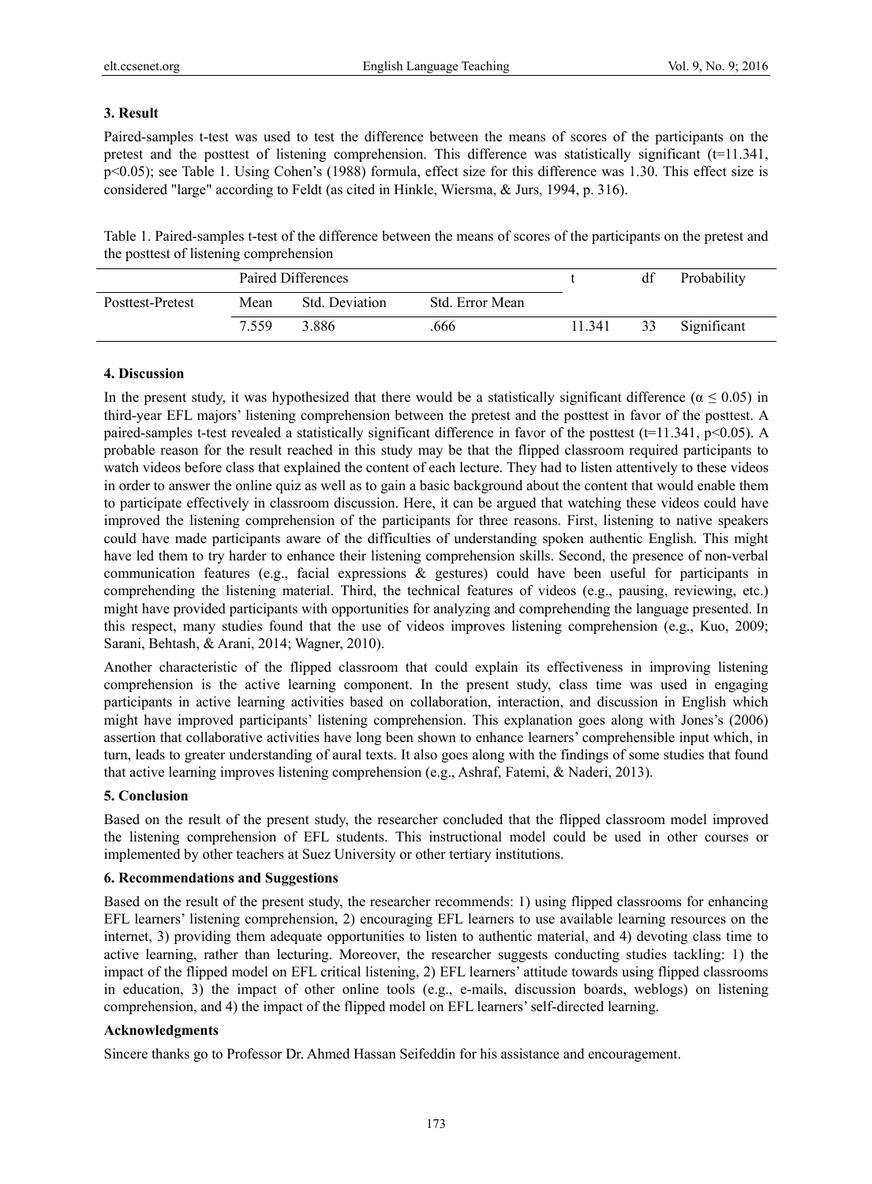## 3. Result

Paired-samples t-test was used to test the difference between the means of scores of the participants on the pretest and the posttest of listening comprehension. This difference was statistically significant ($t=11.341$, $p<0.05$); see Table 1. Using Cohen's (1988) formula, effect size for this difference was 1.30. This effect size is considered "large" according to Feldt (as cited in Hinkle, Wiersma, & Jurs, 1994, p. 316).

Table 1. Paired-samples t-test of the difference between the means of scores of the participants on the pretest and the posttest of listening comprehension

| | Paired Differences | | | t | df | Probability |
|---|---|---|---|---|---|---|
| Posttest-Pretest | Mean | Std. Deviation | Std. Error Mean | | | |
| | 7.559 | 3.886 | .666 | 11.341 | 33 | Significant |

## 4. Discussion

In the present study, it was hypothesized that there would be a statistically significant difference ($\alpha \leq 0.05$) in third-year EFL majors' listening comprehension between the pretest and the posttest in favor of the posttest. A paired-samples t-test revealed a statistically significant difference in favor of the posttest ($t=11.341$, $p<0.05$). A probable reason for the result reached in this study may be that the flipped classroom required participants to watch videos before class that explained the content of each lecture. They had to listen attentively to these videos in order to answer the online quiz as well as to gain a basic background about the content that would enable them to participate effectively in classroom discussion. Here, it can be argued that watching these videos could have improved the listening comprehension of the participants for three reasons. First, listening to native speakers could have made participants aware of the difficulties of understanding spoken authentic English. This might have led them to try harder to enhance their listening comprehension skills. Second, the presence of non-verbal communication features (e.g., facial expressions & gestures) could have been useful for participants in comprehending the listening material. Third, the technical features of videos (e.g., pausing, reviewing, etc.) might have provided participants with opportunities for analyzing and comprehending the language presented. In this respect, many studies found that the use of videos improves listening comprehension (e.g., Kuo, 2009; Sarani, Behtash, & Arani, 2014; Wagner, 2010).

Another characteristic of the flipped classroom that could explain its effectiveness in improving listening comprehension is the active learning component. In the present study, class time was used in engaging participants in active learning activities based on collaboration, interaction, and discussion in English which might have improved participants' listening comprehension. This explanation goes along with Jones's (2006) assertion that collaborative activities have long been shown to enhance learners' comprehensible input which, in turn, leads to greater understanding of aural texts. It also goes along with the findings of some studies that found that active learning improves listening comprehension (e.g., Ashraf, Fatemi, & Naderi, 2013).

## 5. Conclusion

Based on the result of the present study, the researcher concluded that the flipped classroom model improved the listening comprehension of EFL students. This instructional model could be used in other courses or implemented by other teachers at Suez University or other tertiary institutions.

## 6. Recommendations and Suggestions

Based on the result of the present study, the researcher recommends: 1) using flipped classrooms for enhancing EFL learners' listening comprehension, 2) encouraging EFL learners to use available learning resources on the internet, 3) providing them adequate opportunities to listen to authentic material, and 4) devoting class time to active learning, rather than lecturing. Moreover, the researcher suggests conducting studies tackling: 1) the impact of the flipped model on EFL critical listening, 2) EFL learners' attitude towards using flipped classrooms in education, 3) the impact of other online tools (e.g., e-mails, discussion boards, weblogs) on listening comprehension, and 4) the impact of the flipped model on EFL learners' self-directed learning.

## Acknowledgments

Sincere thanks go to Professor Dr. Ahmed Hassan Seifeddin for his assistance and encouragement.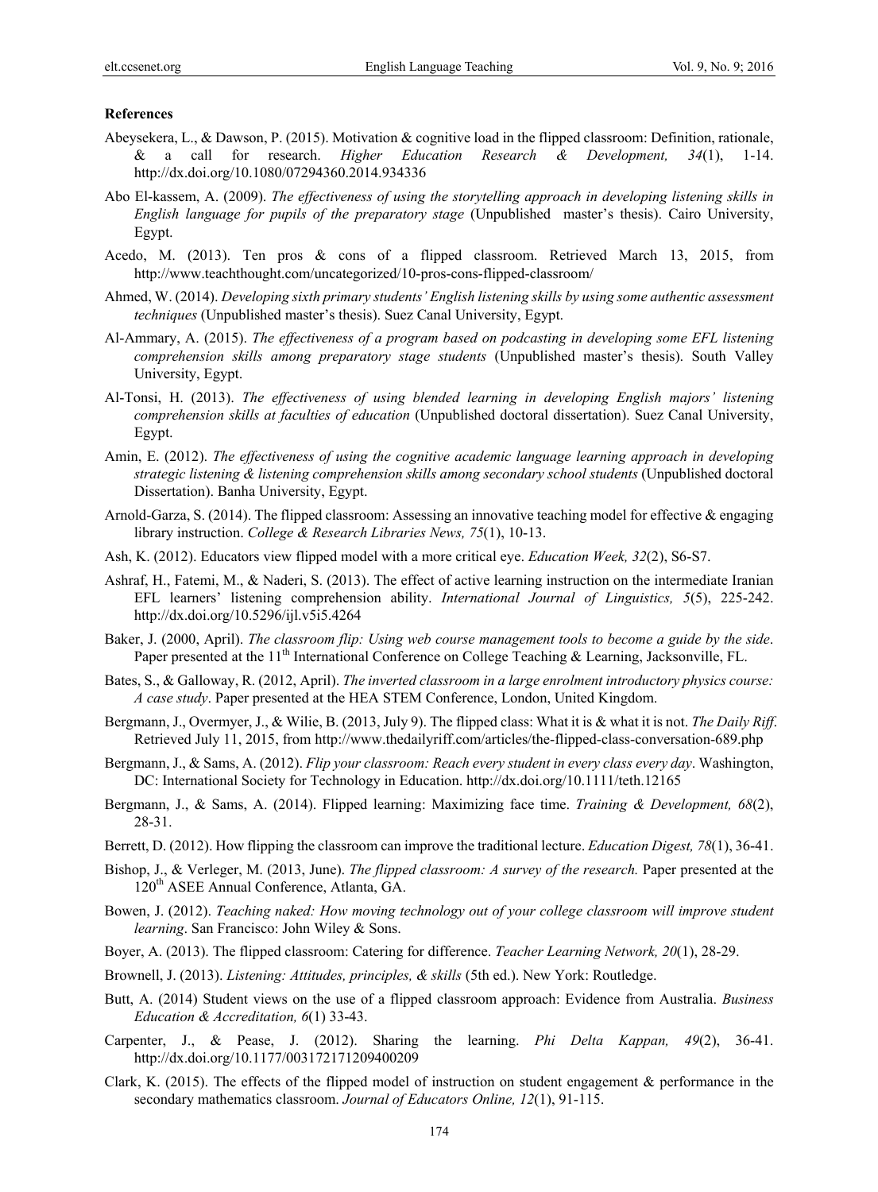**References**

Abeysekera, L., & Dawson, P. (2015). Motivation & cognitive load in the flipped classroom: Definition, rationale, & a call for research. *Higher Education Research & Development, 34*(1), 1-14. http://dx.doi.org/10.1080/07294360.2014.934336

Abo El-kassem, A. (2009). *The effectiveness of using the storytelling approach in developing listening skills in English language for pupils of the preparatory stage* (Unpublished master's thesis). Cairo University, Egypt.

Acedo, M. (2013). Ten pros & cons of a flipped classroom. Retrieved March 13, 2015, from http://www.teachthought.com/uncategorized/10-pros-cons-flipped-classroom/

Ahmed, W. (2014). *Developing sixth primary students' English listening skills by using some authentic assessment techniques* (Unpublished master's thesis). Suez Canal University, Egypt.

Al-Ammary, A. (2015). *The effectiveness of a program based on podcasting in developing some EFL listening comprehension skills among preparatory stage students* (Unpublished master's thesis). South Valley University, Egypt.

Al-Tonsi, H. (2013). *The effectiveness of using blended learning in developing English majors' listening comprehension skills at faculties of education* (Unpublished doctoral dissertation). Suez Canal University, Egypt.

Amin, E. (2012). *The effectiveness of using the cognitive academic language learning approach in developing strategic listening & listening comprehension skills among secondary school students* (Unpublished doctoral Dissertation). Banha University, Egypt.

Arnold-Garza, S. (2014). The flipped classroom: Assessing an innovative teaching model for effective & engaging library instruction. *College & Research Libraries News, 75*(1), 10-13.

Ash, K. (2012). Educators view flipped model with a more critical eye. *Education Week, 32*(2), S6-S7.

Ashraf, H., Fatemi, M., & Naderi, S. (2013). The effect of active learning instruction on the intermediate Iranian EFL learners' listening comprehension ability. *International Journal of Linguistics, 5*(5), 225-242. http://dx.doi.org/10.5296/ijl.v5i5.4264

Baker, J. (2000, April). *The classroom flip: Using web course management tools to become a guide by the side*. Paper presented at the 11th International Conference on College Teaching & Learning, Jacksonville, FL.

Bates, S., & Galloway, R. (2012, April). *The inverted classroom in a large enrolment introductory physics course: A case study*. Paper presented at the HEA STEM Conference, London, United Kingdom.

Bergmann, J., Overmyer, J., & Wilie, B. (2013, July 9). The flipped class: What it is & what it is not. *The Daily Riff*. Retrieved July 11, 2015, from http://www.thedailyriff.com/articles/the-flipped-class-conversation-689.php

Bergmann, J., & Sams, A. (2012). *Flip your classroom: Reach every student in every class every day*. Washington, DC: International Society for Technology in Education. http://dx.doi.org/10.1111/teth.12165

Bergmann, J., & Sams, A. (2014). Flipped learning: Maximizing face time. *Training & Development, 68*(2), 28-31.

Berrett, D. (2012). How flipping the classroom can improve the traditional lecture. *Education Digest, 78*(1), 36-41.

Bishop, J., & Verleger, M. (2013, June). *The flipped classroom: A survey of the research.* Paper presented at the 120th ASEE Annual Conference, Atlanta, GA.

Bowen, J. (2012). *Teaching naked: How moving technology out of your college classroom will improve student learning*. San Francisco: John Wiley & Sons.

Boyer, A. (2013). The flipped classroom: Catering for difference. *Teacher Learning Network, 20*(1), 28-29.

Brownell, J. (2013). *Listening: Attitudes, principles, & skills* (5th ed.). New York: Routledge.

Butt, A. (2014) Student views on the use of a flipped classroom approach: Evidence from Australia. *Business Education & Accreditation, 6*(1) 33-43.

Carpenter, J., & Pease, J. (2012). Sharing the learning. *Phi Delta Kappan, 49*(2), 36-41. http://dx.doi.org/10.1177/003172171209400209

Clark, K. (2015). The effects of the flipped model of instruction on student engagement & performance in the secondary mathematics classroom. *Journal of Educators Online, 12*(1), 91-115.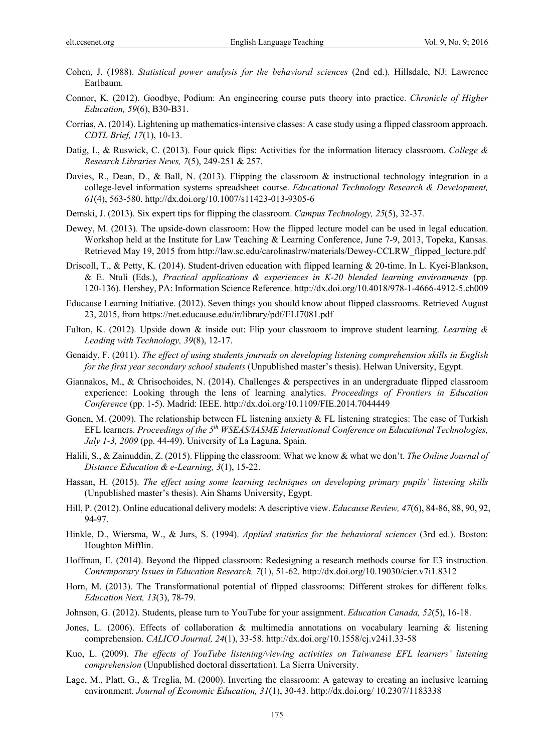Cohen, J. (1988). *Statistical power analysis for the behavioral sciences* (2nd ed.). Hillsdale, NJ: Lawrence Earlbaum.

Connor, K. (2012). Goodbye, Podium: An engineering course puts theory into practice. *Chronicle of Higher Education, 59*(6), B30-B31.

Corrias, A. (2014). Lightening up mathematics-intensive classes: A case study using a flipped classroom approach. *CDTL Brief, 17*(1), 10-13.

Datig, I., & Ruswick, C. (2013). Four quick flips: Activities for the information literacy classroom. *College & Research Libraries News, 7*(5), 249-251 & 257.

Davies, R., Dean, D., & Ball, N. (2013). Flipping the classroom & instructional technology integration in a college-level information systems spreadsheet course. *Educational Technology Research & Development, 61*(4), 563-580. http://dx.doi.org/10.1007/s11423-013-9305-6

Demski, J. (2013). Six expert tips for flipping the classroom. *Campus Technology, 25*(5), 32-37.

Dewey, M. (2013). The upside-down classroom: How the flipped lecture model can be used in legal education. Workshop held at the Institute for Law Teaching & Learning Conference, June 7-9, 2013, Topeka, Kansas. Retrieved May 19, 2015 from http://law.sc.edu/carolinaslrw/materials/Dewey-CCLRW_flipped_lecture.pdf

Driscoll, T., & Petty, K. (2014). Student-driven education with flipped learning & 20-time. In L. Kyei-Blankson, & E. Ntuli (Eds.), *Practical applications & experiences in K-20 blended learning environments* (pp. 120-136). Hershey, PA: Information Science Reference. http://dx.doi.org/10.4018/978-1-4666-4912-5.ch009

Educause Learning Initiative. (2012). Seven things you should know about flipped classrooms. Retrieved August 23, 2015, from https://net.educause.edu/ir/library/pdf/ELI7081.pdf

Fulton, K. (2012). Upside down & inside out: Flip your classroom to improve student learning. *Learning & Leading with Technology, 39*(8), 12-17.

Genaidy, F. (2011). *The effect of using students journals on developing listening comprehension skills in English for the first year secondary school students* (Unpublished master's thesis). Helwan University, Egypt.

Giannakos, M., & Chrisochoides, N. (2014). Challenges & perspectives in an undergraduate flipped classroom experience: Looking through the lens of learning analytics. *Proceedings of Frontiers in Education Conference* (pp. 1-5). Madrid: IEEE. http://dx.doi.org/10.1109/FIE.2014.7044449

Gonen, M. (2009). The relationship between FL listening anxiety & FL listening strategies: The case of Turkish EFL learners. *Proceedings of the 5th WSEAS/IASME International Conference on Educational Technologies, July 1-3, 2009* (pp. 44-49). University of La Laguna, Spain.

Halili, S., & Zainuddin, Z. (2015). Flipping the classroom: What we know & what we don't. *The Online Journal of Distance Education & e-Learning, 3*(1), 15-22.

Hassan, H. (2015). *The effect using some learning techniques on developing primary pupils' listening skills* (Unpublished master's thesis). Ain Shams University, Egypt.

Hill, P. (2012). Online educational delivery models: A descriptive view. *Educause Review, 47*(6), 84-86, 88, 90, 92, 94-97.

Hinkle, D., Wiersma, W., & Jurs, S. (1994). *Applied statistics for the behavioral sciences* (3rd ed.). Boston: Houghton Mifflin.

Hoffman, E. (2014). Beyond the flipped classroom: Redesigning a research methods course for E3 instruction. *Contemporary Issues in Education Research, 7*(1), 51-62. http://dx.doi.org/10.19030/cier.v7i1.8312

Horn, M. (2013). The Transformational potential of flipped classrooms: Different strokes for different folks. *Education Next, 13*(3), 78-79.

Johnson, G. (2012). Students, please turn to YouTube for your assignment. *Education Canada, 52*(5), 16-18.

Jones, L. (2006). Effects of collaboration & multimedia annotations on vocabulary learning & listening comprehension. *CALICO Journal, 24*(1), 33-58. http://dx.doi.org/10.1558/cj.v24i1.33-58

Kuo, L. (2009). *The effects of YouTube listening/viewing activities on Taiwanese EFL learners' listening comprehension* (Unpublished doctoral dissertation). La Sierra University.

Lage, M., Platt, G., & Treglia, M. (2000). Inverting the classroom: A gateway to creating an inclusive learning environment. *Journal of Economic Education, 31*(1), 30-43. http://dx.doi.org/ 10.2307/1183338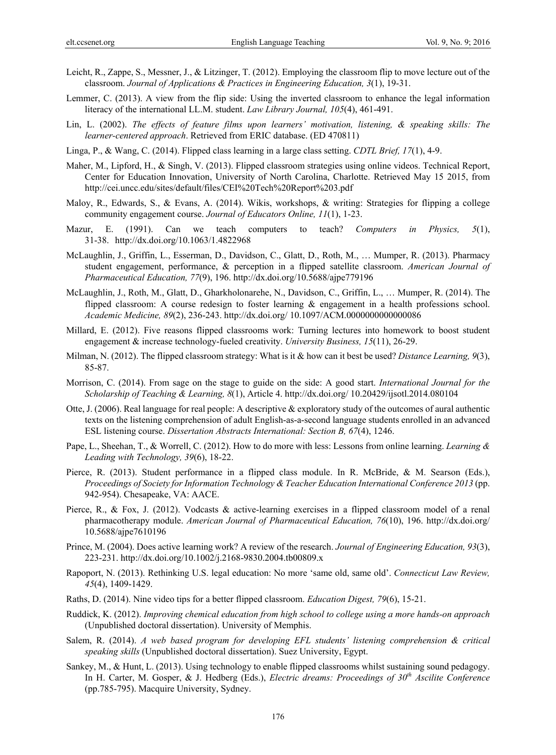Leicht, R., Zappe, S., Messner, J., & Litzinger, T. (2012). Employing the classroom flip to move lecture out of the classroom. *Journal of Applications & Practices in Engineering Education, 3*(1), 19-31.

Lemmer, C. (2013). A view from the flip side: Using the inverted classroom to enhance the legal information literacy of the international LL.M. student. *Law Library Journal, 105*(4), 461-491.

Lin, L. (2002). *The effects of feature films upon learners' motivation, listening, & speaking skills: The learner-centered approach*. Retrieved from ERIC database. (ED 470811)

Linga, P., & Wang, C. (2014). Flipped class learning in a large class setting. *CDTL Brief, 17*(1), 4-9.

Maher, M., Lipford, H., & Singh, V. (2013). Flipped classroom strategies using online videos. Technical Report, Center for Education Innovation, University of North Carolina, Charlotte. Retrieved May 15 2015, from http://cei.uncc.edu/sites/default/files/CEI%20Tech%20Report%203.pdf

Maloy, R., Edwards, S., & Evans, A. (2014). Wikis, workshops, & writing: Strategies for flipping a college community engagement course. *Journal of Educators Online, 11*(1), 1-23.

Mazur, E. (1991). Can we teach computers to teach? *Computers in Physics, 5*(1), 31-38. http://dx.doi.org/10.1063/1.4822968

McLaughlin, J., Griffin, L., Esserman, D., Davidson, C., Glatt, D., Roth, M., … Mumper, R. (2013). Pharmacy student engagement, performance, & perception in a flipped satellite classroom. *American Journal of Pharmaceutical Education, 77*(9), 196. http://dx.doi.org/10.5688/ajpe779196

McLaughlin, J., Roth, M., Glatt, D., Gharkholonarehe, N., Davidson, C., Griffin, L., … Mumper, R. (2014). The flipped classroom: A course redesign to foster learning & engagement in a health professions school. *Academic Medicine, 89*(2), 236-243. http://dx.doi.org/ 10.1097/ACM.0000000000000086

Millard, E. (2012). Five reasons flipped classrooms work: Turning lectures into homework to boost student engagement & increase technology-fueled creativity. *University Business, 15*(11), 26-29.

Milman, N. (2012). The flipped classroom strategy: What is it & how can it best be used? *Distance Learning, 9*(3), 85-87.

Morrison, C. (2014). From sage on the stage to guide on the side: A good start. *International Journal for the Scholarship of Teaching & Learning, 8*(1), Article 4. http://dx.doi.org/ 10.20429/ijsotl.2014.080104

Otte, J. (2006). Real language for real people: A descriptive & exploratory study of the outcomes of aural authentic texts on the listening comprehension of adult English-as-a-second language students enrolled in an advanced ESL listening course. *Dissertation Abstracts International: Section B, 67*(4), 1246.

Pape, L., Sheehan, T., & Worrell, C. (2012). How to do more with less: Lessons from online learning. *Learning & Leading with Technology, 39*(6), 18-22.

Pierce, R. (2013). Student performance in a flipped class module. In R. McBride, & M. Searson (Eds.), *Proceedings of Society for Information Technology & Teacher Education International Conference 2013* (pp. 942-954). Chesapeake, VA: AACE.

Pierce, R., & Fox, J. (2012). Vodcasts & active-learning exercises in a flipped classroom model of a renal pharmacotherapy module. *American Journal of Pharmaceutical Education, 76*(10), 196. http://dx.doi.org/ 10.5688/ajpe7610196

Prince, M. (2004). Does active learning work? A review of the research. *Journal of Engineering Education, 93*(3), 223-231. http://dx.doi.org/10.1002/j.2168-9830.2004.tb00809.x

Rapoport, N. (2013). Rethinking U.S. legal education: No more 'same old, same old'. *Connecticut Law Review, 45*(4), 1409-1429.

Raths, D. (2014). Nine video tips for a better flipped classroom. *Education Digest, 79*(6), 15-21.

Ruddick, K. (2012). *Improving chemical education from high school to college using a more hands-on approach* (Unpublished doctoral dissertation). University of Memphis.

Salem, R. (2014). *A web based program for developing EFL students' listening comprehension & critical speaking skills* (Unpublished doctoral dissertation). Suez University, Egypt.

Sankey, M., & Hunt, L. (2013). Using technology to enable flipped classrooms whilst sustaining sound pedagogy. In H. Carter, M. Gosper, & J. Hedberg (Eds.), *Electric dreams: Proceedings of 30th Ascilite Conference* (pp.785-795). Macquire University, Sydney.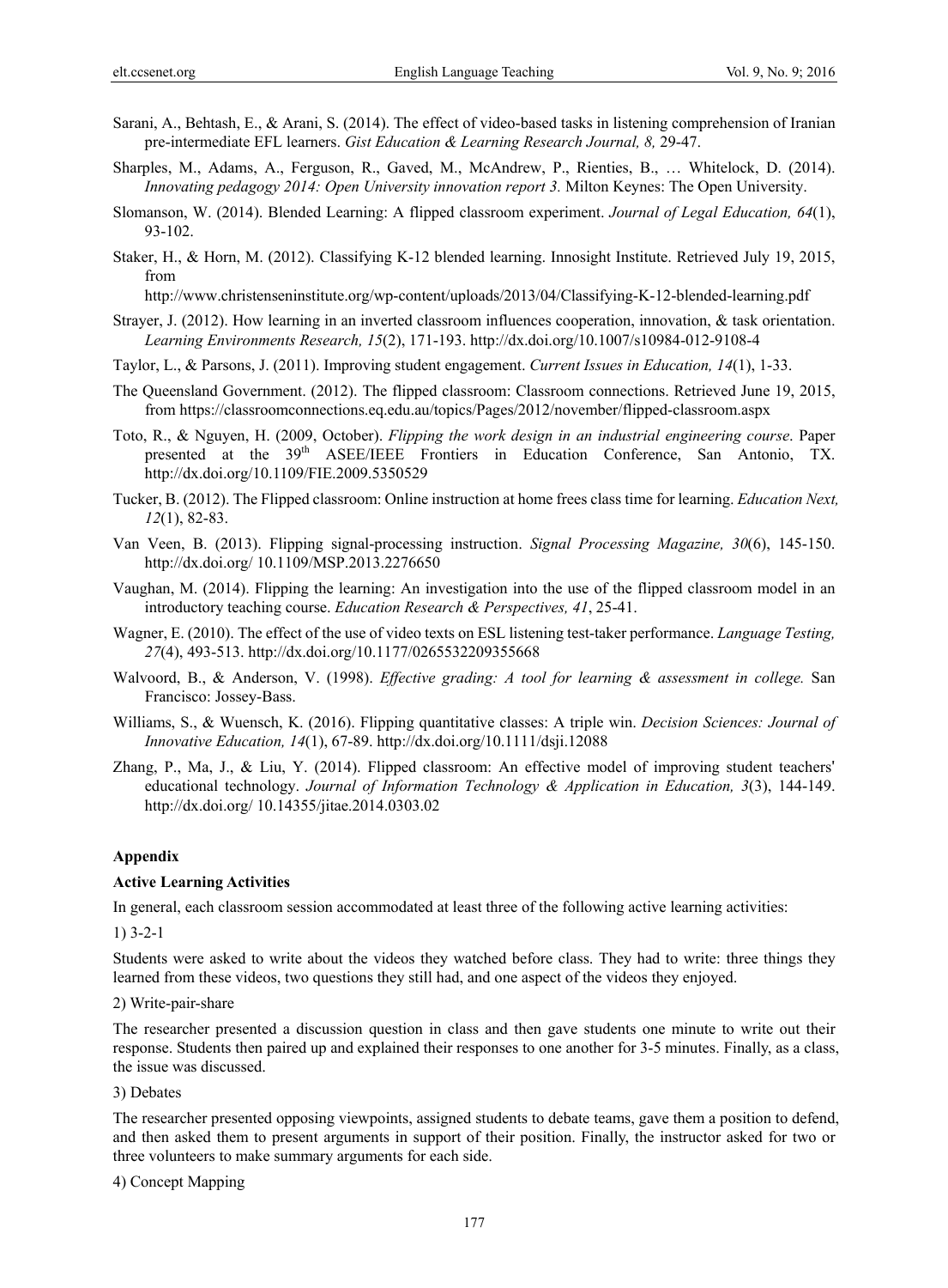Sarani, A., Behtash, E., & Arani, S. (2014). The effect of video-based tasks in listening comprehension of Iranian pre-intermediate EFL learners. *Gist Education & Learning Research Journal, 8,* 29-47.

Sharples, M., Adams, A., Ferguson, R., Gaved, M., McAndrew, P., Rienties, B., … Whitelock, D. (2014). *Innovating pedagogy 2014: Open University innovation report 3.* Milton Keynes: The Open University.

Slomanson, W. (2014). Blended Learning: A flipped classroom experiment. *Journal of Legal Education, 64*(1), 93-102.

Staker, H., & Horn, M. (2012). Classifying K-12 blended learning. Innosight Institute. Retrieved July 19, 2015, from http://www.christenseninstitute.org/wp-content/uploads/2013/04/Classifying-K-12-blended-learning.pdf

Strayer, J. (2012). How learning in an inverted classroom influences cooperation, innovation, & task orientation. *Learning Environments Research, 15*(2), 171-193. http://dx.doi.org/10.1007/s10984-012-9108-4

Taylor, L., & Parsons, J. (2011). Improving student engagement. *Current Issues in Education, 14*(1), 1-33.

The Queensland Government. (2012). The flipped classroom: Classroom connections. Retrieved June 19, 2015, from https://classroomconnections.eq.edu.au/topics/Pages/2012/november/flipped-classroom.aspx

Toto, R., & Nguyen, H. (2009, October). *Flipping the work design in an industrial engineering course*. Paper presented at the 39th ASEE/IEEE Frontiers in Education Conference, San Antonio, TX. http://dx.doi.org/10.1109/FIE.2009.5350529

Tucker, B. (2012). The Flipped classroom: Online instruction at home frees class time for learning. *Education Next, 12*(1), 82-83.

Van Veen, B. (2013). Flipping signal-processing instruction. *Signal Processing Magazine, 30*(6), 145-150. http://dx.doi.org/ 10.1109/MSP.2013.2276650

Vaughan, M. (2014). Flipping the learning: An investigation into the use of the flipped classroom model in an introductory teaching course. *Education Research & Perspectives, 41*, 25-41.

Wagner, E. (2010). The effect of the use of video texts on ESL listening test-taker performance. *Language Testing, 27*(4), 493-513. http://dx.doi.org/10.1177/0265532209355668

Walvoord, B., & Anderson, V. (1998). *Effective grading: A tool for learning & assessment in college.* San Francisco: Jossey-Bass.

Williams, S., & Wuensch, K. (2016). Flipping quantitative classes: A triple win. *Decision Sciences: Journal of Innovative Education, 14*(1), 67-89. http://dx.doi.org/10.1111/dsji.12088

Zhang, P., Ma, J., & Liu, Y. (2014). Flipped classroom: An effective model of improving student teachers' educational technology. *Journal of Information Technology & Application in Education, 3*(3), 144-149. http://dx.doi.org/ 10.14355/jitae.2014.0303.02

## Appendix

### Active Learning Activities

In general, each classroom session accommodated at least three of the following active learning activities:

1) 3-2-1

Students were asked to write about the videos they watched before class. They had to write: three things they learned from these videos, two questions they still had, and one aspect of the videos they enjoyed.

2) Write-pair-share

The researcher presented a discussion question in class and then gave students one minute to write out their response. Students then paired up and explained their responses to one another for 3-5 minutes. Finally, as a class, the issue was discussed.

3) Debates

The researcher presented opposing viewpoints, assigned students to debate teams, gave them a position to defend, and then asked them to present arguments in support of their position. Finally, the instructor asked for two or three volunteers to make summary arguments for each side.

4) Concept Mapping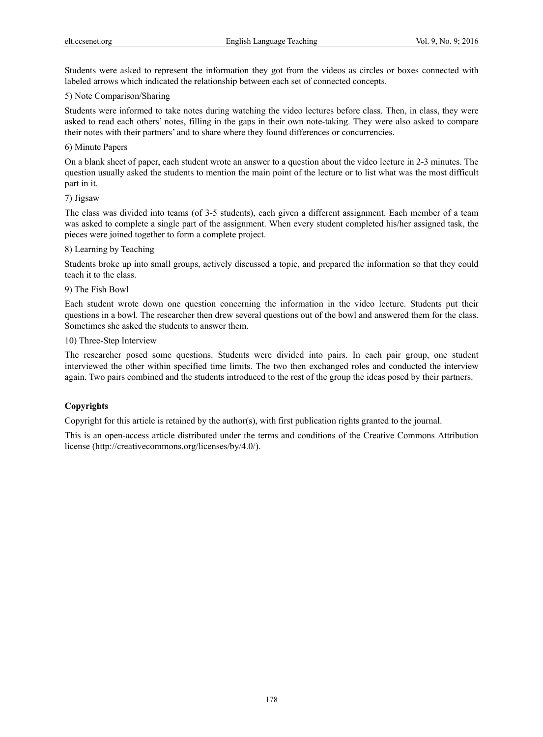Students were asked to represent the information they got from the videos as circles or boxes connected with labeled arrows which indicated the relationship between each set of connected concepts.

5) Note Comparison/Sharing

Students were informed to take notes during watching the video lectures before class. Then, in class, they were asked to read each others' notes, filling in the gaps in their own note-taking. They were also asked to compare their notes with their partners' and to share where they found differences or concurrencies.

6) Minute Papers

On a blank sheet of paper, each student wrote an answer to a question about the video lecture in 2-3 minutes. The question usually asked the students to mention the main point of the lecture or to list what was the most difficult part in it.

7) Jigsaw

The class was divided into teams (of 3-5 students), each given a different assignment. Each member of a team was asked to complete a single part of the assignment. When every student completed his/her assigned task, the pieces were joined together to form a complete project.

8) Learning by Teaching

Students broke up into small groups, actively discussed a topic, and prepared the information so that they could teach it to the class.

9) The Fish Bowl

Each student wrote down one question concerning the information in the video lecture. Students put their questions in a bowl. The researcher then drew several questions out of the bowl and answered them for the class. Sometimes she asked the students to answer them.

10) Three-Step Interview

The researcher posed some questions. Students were divided into pairs. In each pair group, one student interviewed the other within specified time limits. The two then exchanged roles and conducted the interview again. Two pairs combined and the students introduced to the rest of the group the ideas posed by their partners.

**Copyrights**

Copyright for this article is retained by the author(s), with first publication rights granted to the journal.

This is an open-access article distributed under the terms and conditions of the Creative Commons Attribution license (http://creativecommons.org/licenses/by/4.0/).